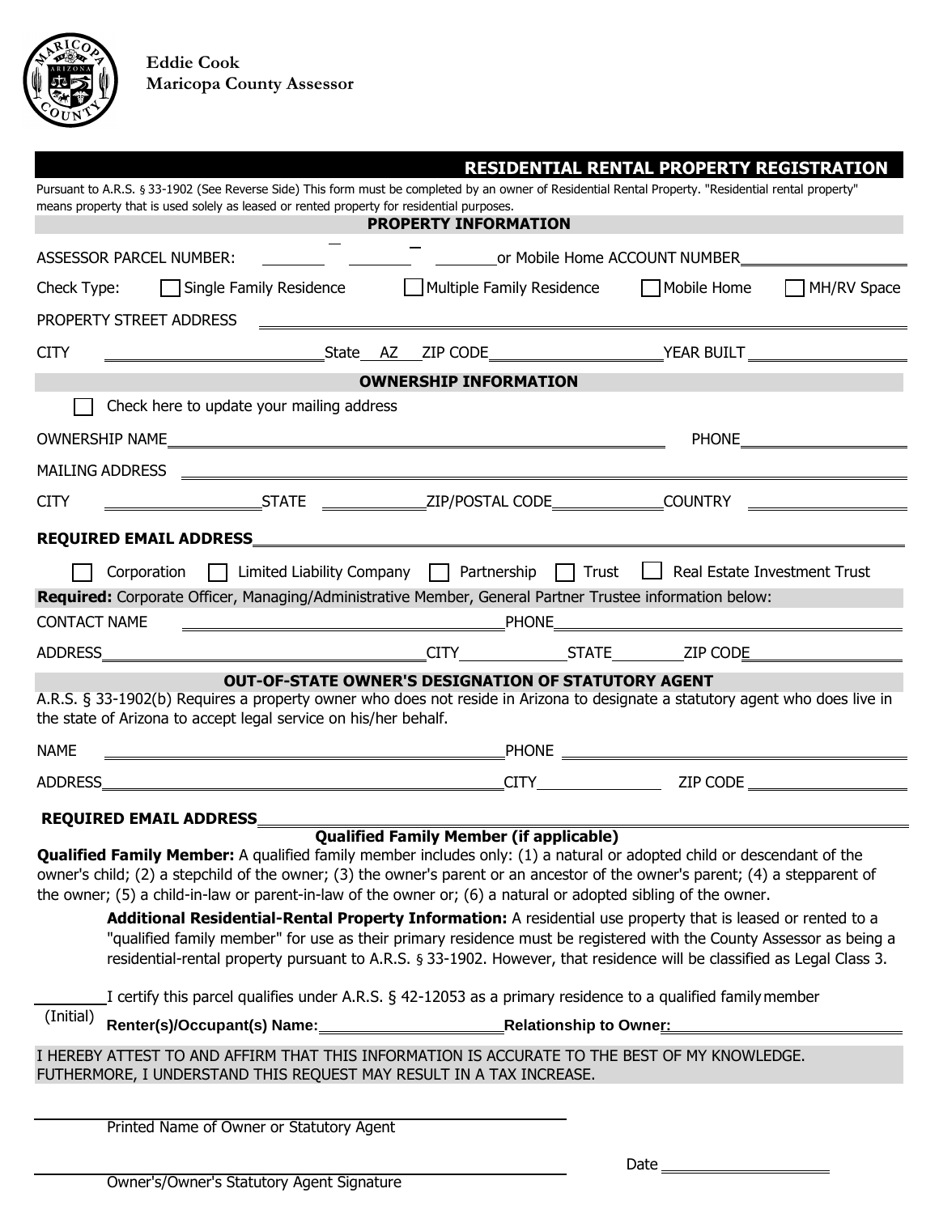**Eddie Cook**
**Maricopa County Assessor**

# RESIDENTIAL RENTAL PROPERTY REGISTRATION

Pursuant to A.R.S. § 33-1902 (See Reverse Side) This form must be completed by an owner of Residential Rental Property. "Residential rental property" means property that is used solely as leased or rented property for residential purposes.

## PROPERTY INFORMATION

ASSESSOR PARCEL NUMBER: ________ - ________ - ________ or Mobile Home ACCOUNT NUMBER ____________________

Check Type: ☐ Single Family Residence ☐ Multiple Family Residence ☐ Mobile Home ☐ MH/RV Space

PROPERTY STREET ADDRESS ____________________________________________

CITY ____________________ State AZ ZIP CODE ____________________ YEAR BUILT ____________________

## OWNERSHIP INFORMATION

☐ Check here to update your mailing address

OWNERSHIP NAME ____________________________________________ PHONE ____________________

MAILING ADDRESS ____________________________________________

CITY ____________________ STATE ____________ ZIP/POSTAL CODE ____________ COUNTRY ____________

**REQUIRED EMAIL ADDRESS** ____________________________________________

☐ Corporation ☐ Limited Liability Company ☐ Partnership ☐ Trust ☐ Real Estate Investment Trust

**Required:** Corporate Officer, Managing/Administrative Member, General Partner Trustee information below:

CONTACT NAME ____________________________________________ PHONE ____________________

ADDRESS ____________________ CITY ____________ STATE ________ ZIP CODE ____________

## OUT-OF-STATE OWNER'S DESIGNATION OF STATUTORY AGENT

A.R.S. § 33-1902(b) Requires a property owner who does not reside in Arizona to designate a statutory agent who does live in the state of Arizona to accept legal service on his/her behalf.

NAME ____________________________________________ PHONE ____________________

ADDRESS ____________________________________________ CITY ____________ ZIP CODE ____________

**REQUIRED EMAIL ADDRESS** ____________________________________________

## Qualified Family Member (if applicable)

**Qualified Family Member:** A qualified family member includes only: (1) a natural or adopted child or descendant of the owner's child; (2) a stepchild of the owner; (3) the owner's parent or an ancestor of the owner's parent; (4) a stepparent of the owner; (5) a child-in-law or parent-in-law of the owner or; (6) a natural or adopted sibling of the owner.

**Additional Residential-Rental Property Information:** A residential use property that is leased or rented to a "qualified family member" for use as their primary residence must be registered with the County Assessor as being a residential-rental property pursuant to A.R.S. § 33-1902. However, that residence will be classified as Legal Class 3.

________ I certify this parcel qualifies under A.R.S. § 42-12053 as a primary residence to a qualified family member
(Initial)

**Renter(s)/Occupant(s) Name:** ____________________ **Relationship to Owner:** ____________________

I HEREBY ATTEST TO AND AFFIRM THAT THIS INFORMATION IS ACCURATE TO THE BEST OF MY KNOWLEDGE. FUTHERMORE, I UNDERSTAND THIS REQUEST MAY RESULT IN A TAX INCREASE.

____________________________________________
Printed Name of Owner or Statutory Agent

____________________________________________ Date ____________________
Owner's/Owner's Statutory Agent Signature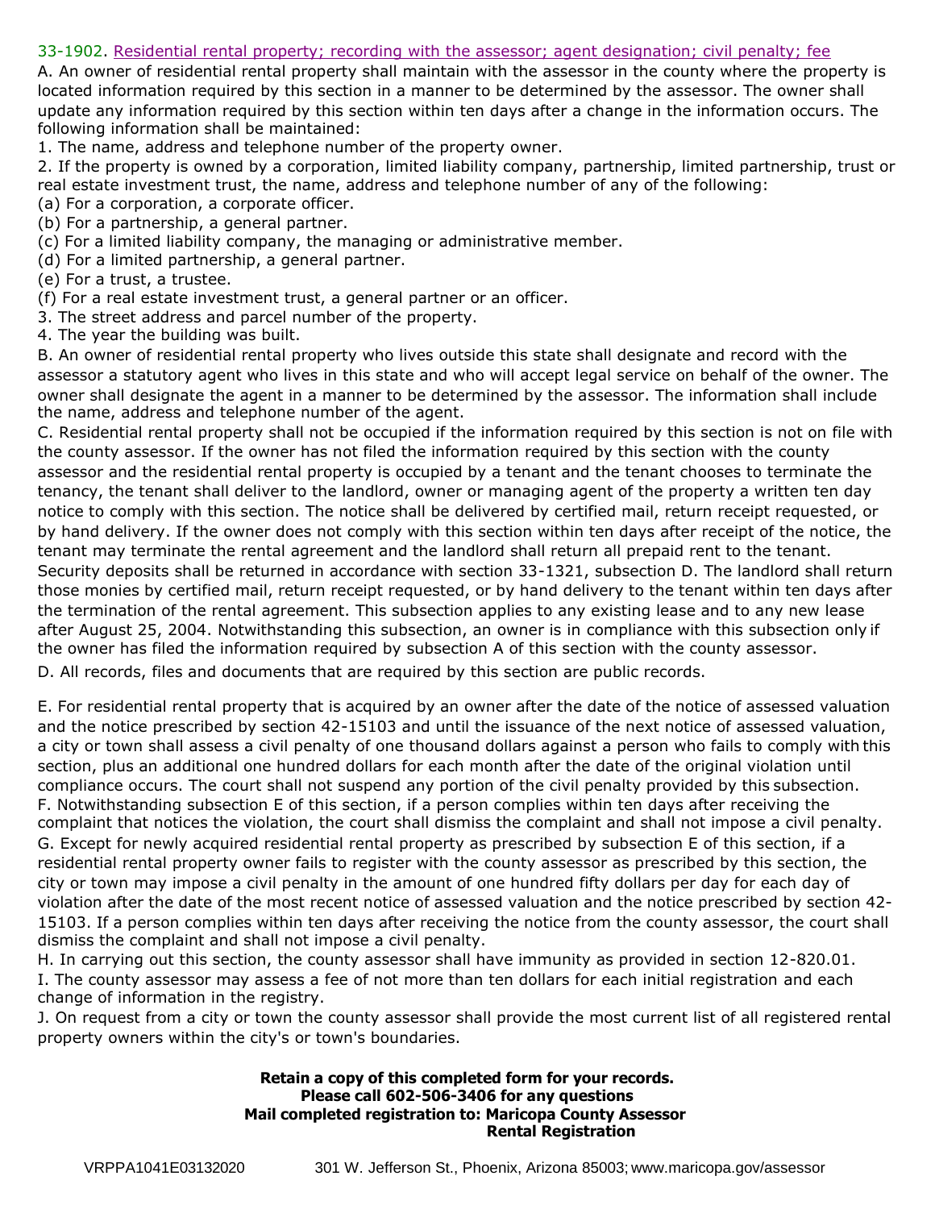33-1902. Residential rental property; recording with the assessor; agent designation; civil penalty; fee

A. An owner of residential rental property shall maintain with the assessor in the county where the property is located information required by this section in a manner to be determined by the assessor. The owner shall update any information required by this section within ten days after a change in the information occurs. The following information shall be maintained:

1. The name, address and telephone number of the property owner.
2. If the property is owned by a corporation, limited liability company, partnership, limited partnership, trust or real estate investment trust, the name, address and telephone number of any of the following:
(a) For a corporation, a corporate officer.
(b) For a partnership, a general partner.
(c) For a limited liability company, the managing or administrative member.
(d) For a limited partnership, a general partner.
(e) For a trust, a trustee.
(f) For a real estate investment trust, a general partner or an officer.
3. The street address and parcel number of the property.
4. The year the building was built.

B. An owner of residential rental property who lives outside this state shall designate and record with the assessor a statutory agent who lives in this state and who will accept legal service on behalf of the owner. The owner shall designate the agent in a manner to be determined by the assessor. The information shall include the name, address and telephone number of the agent.

C. Residential rental property shall not be occupied if the information required by this section is not on file with the county assessor. If the owner has not filed the information required by this section with the county assessor and the residential rental property is occupied by a tenant and the tenant chooses to terminate the tenancy, the tenant shall deliver to the landlord, owner or managing agent of the property a written ten day notice to comply with this section. The notice shall be delivered by certified mail, return receipt requested, or by hand delivery. If the owner does not comply with this section within ten days after receipt of the notice, the tenant may terminate the rental agreement and the landlord shall return all prepaid rent to the tenant. Security deposits shall be returned in accordance with section 33-1321, subsection D. The landlord shall return those monies by certified mail, return receipt requested, or by hand delivery to the tenant within ten days after the termination of the rental agreement. This subsection applies to any existing lease and to any new lease after August 25, 2004. Notwithstanding this subsection, an owner is in compliance with this subsection only if the owner has filed the information required by subsection A of this section with the county assessor.

D. All records, files and documents that are required by this section are public records.

E. For residential rental property that is acquired by an owner after the date of the notice of assessed valuation and the notice prescribed by section 42-15103 and until the issuance of the next notice of assessed valuation, a city or town shall assess a civil penalty of one thousand dollars against a person who fails to comply with this section, plus an additional one hundred dollars for each month after the date of the original violation until compliance occurs. The court shall not suspend any portion of the civil penalty provided by this subsection.

F. Notwithstanding subsection E of this section, if a person complies within ten days after receiving the complaint that notices the violation, the court shall dismiss the complaint and shall not impose a civil penalty.

G. Except for newly acquired residential rental property as prescribed by subsection E of this section, if a residential rental property owner fails to register with the county assessor as prescribed by this section, the city or town may impose a civil penalty in the amount of one hundred fifty dollars per day for each day of violation after the date of the most recent notice of assessed valuation and the notice prescribed by section 42-15103. If a person complies within ten days after receiving the notice from the county assessor, the court shall dismiss the complaint and shall not impose a civil penalty.

H. In carrying out this section, the county assessor shall have immunity as provided in section 12-820.01.

I. The county assessor may assess a fee of not more than ten dollars for each initial registration and each change of information in the registry.

J. On request from a city or town the county assessor shall provide the most current list of all registered rental property owners within the city's or town's boundaries.

**Retain a copy of this completed form for your records.**
**Please call 602-506-3406 for any questions**
**Mail completed registration to: Maricopa County Assessor**
**Rental Registration**

VRPPA1041E03132020 301 W. Jefferson St., Phoenix, Arizona 85003; www.maricopa.gov/assessor